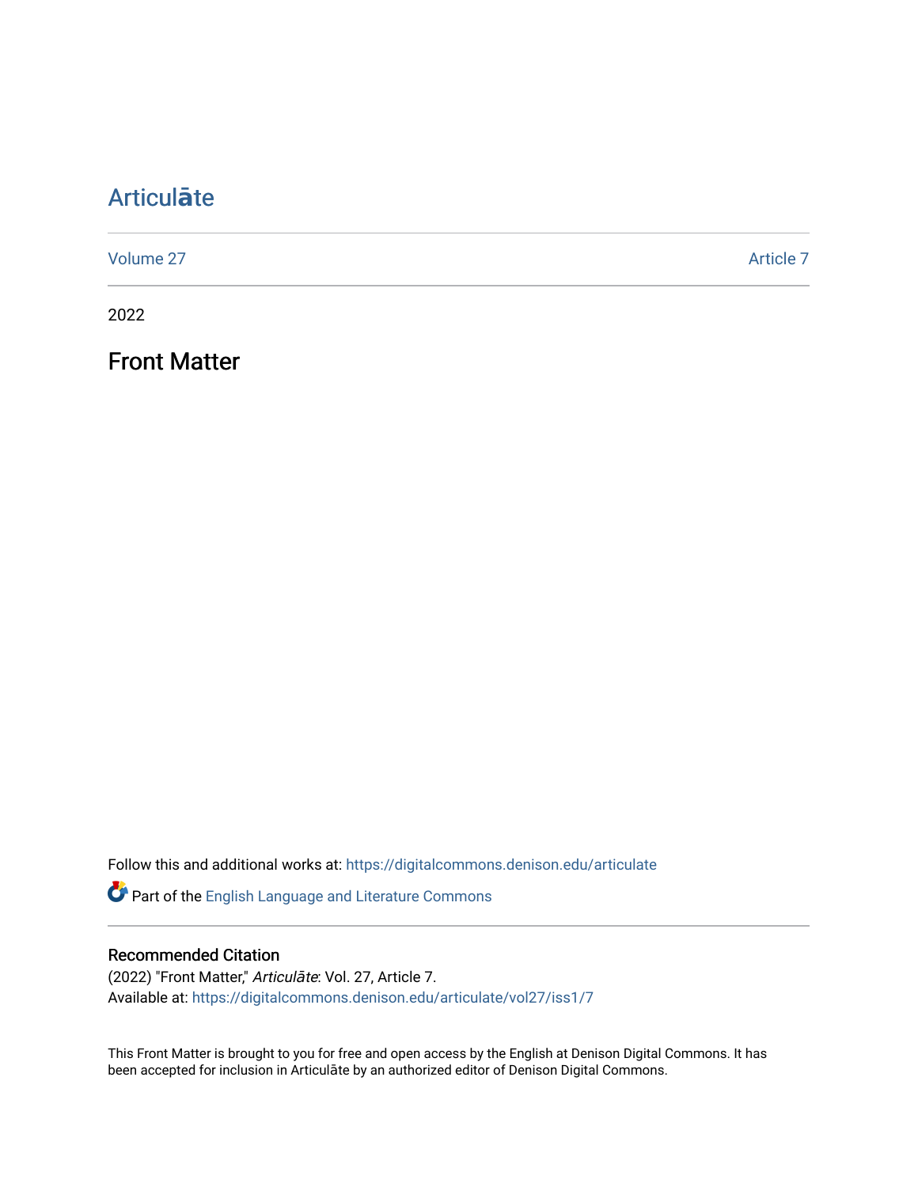# Articulāte

Volume 27

Article 7

2022

## Front Matter

Follow this and additional works at: https://digitalcommons.denison.edu/articulate

Part of the English Language and Literature Commons

### Recommended Citation

(2022) "Front Matter," *Articulāte*: Vol. 27, Article 7.
Available at: https://digitalcommons.denison.edu/articulate/vol27/iss1/7

This Front Matter is brought to you for free and open access by the English at Denison Digital Commons. It has been accepted for inclusion in Articulāte by an authorized editor of Denison Digital Commons.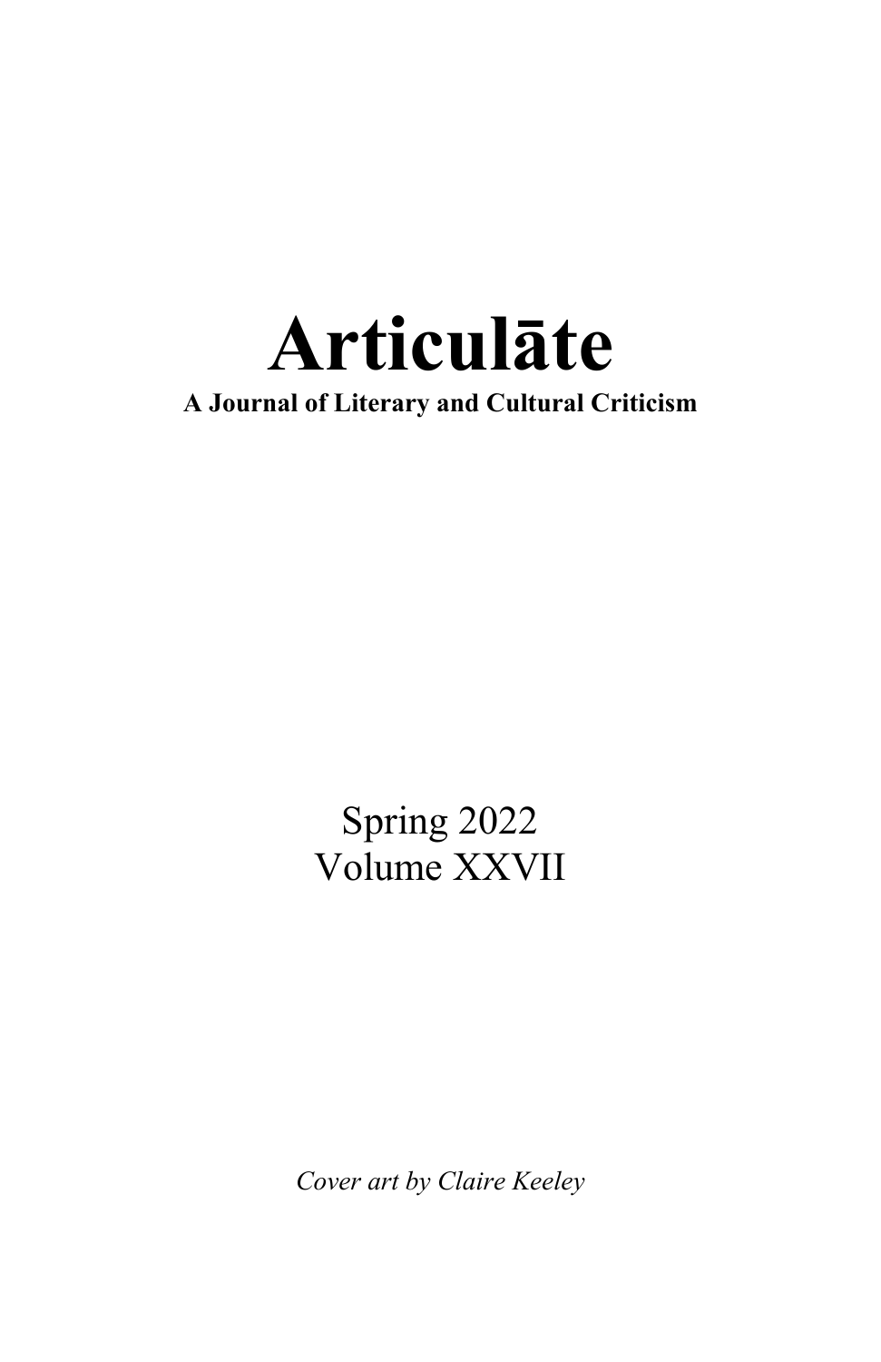# Articulāte

**A Journal of Literary and Cultural Criticism**

Spring 2022

Volume XXVII

*Cover art by Claire Keeley*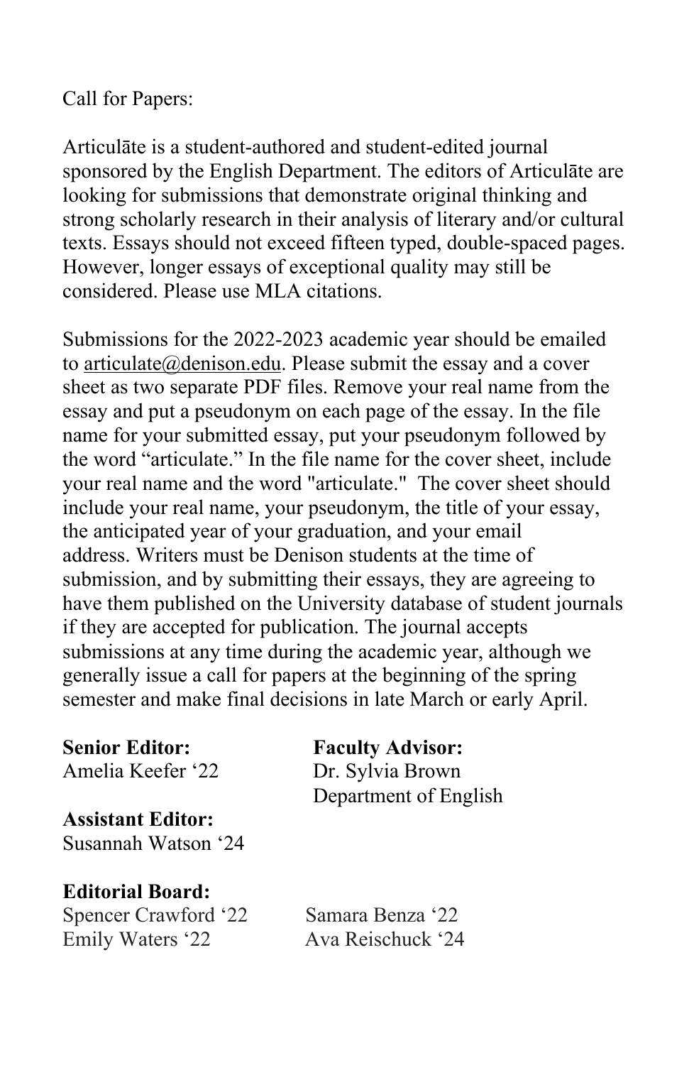Call for Papers:

Articulāte is a student-authored and student-edited journal sponsored by the English Department. The editors of Articulāte are looking for submissions that demonstrate original thinking and strong scholarly research in their analysis of literary and/or cultural texts. Essays should not exceed fifteen typed, double-spaced pages. However, longer essays of exceptional quality may still be considered. Please use MLA citations.

Submissions for the 2022-2023 academic year should be emailed to articulate@denison.edu. Please submit the essay and a cover sheet as two separate PDF files. Remove your real name from the essay and put a pseudonym on each page of the essay. In the file name for your submitted essay, put your pseudonym followed by the word "articulate." In the file name for the cover sheet, include your real name and the word "articulate." The cover sheet should include your real name, your pseudonym, the title of your essay, the anticipated year of your graduation, and your email address. Writers must be Denison students at the time of submission, and by submitting their essays, they are agreeing to have them published on the University database of student journals if they are accepted for publication. The journal accepts submissions at any time during the academic year, although we generally issue a call for papers at the beginning of the spring semester and make final decisions in late March or early April.

**Senior Editor:**
Amelia Keefer '22

**Faculty Advisor:**
Dr. Sylvia Brown
Department of English

**Assistant Editor:**
Susannah Watson '24

**Editorial Board:**
Spencer Crawford '22
Emily Waters '22
Samara Benza '22
Ava Reischuck '24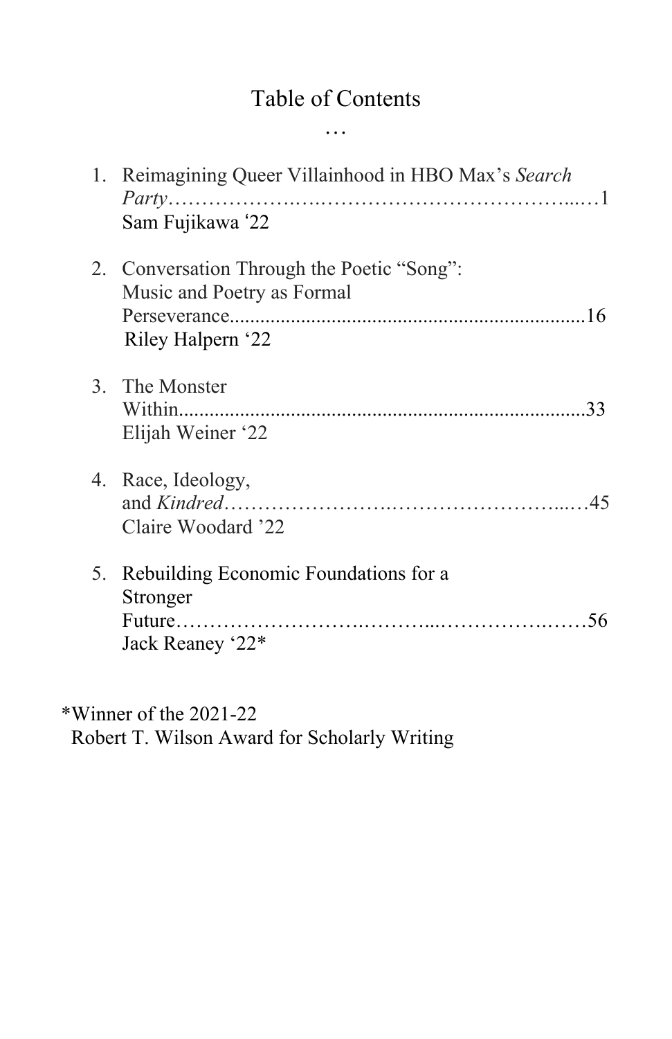# Table of Contents

…

1. Reimagining Queer Villainhood in HBO Max's *Search Party*……………….….……………………………...…1
   Sam Fujikawa '22

2. Conversation Through the Poetic "Song": Music and Poetry as Formal Perseverance.....................................................................16
   Riley Halpern '22

3. The Monster Within...............................................................................33
   Elijah Weiner '22

4. Race, Ideology, and *Kindred*………………….……………………...…45
   Claire Woodard '22

5. Rebuilding Economic Foundations for a Stronger Future…………………….………...…………….……56
   Jack Reaney '22*

*Winner of the 2021-22 Robert T. Wilson Award for Scholarly Writing